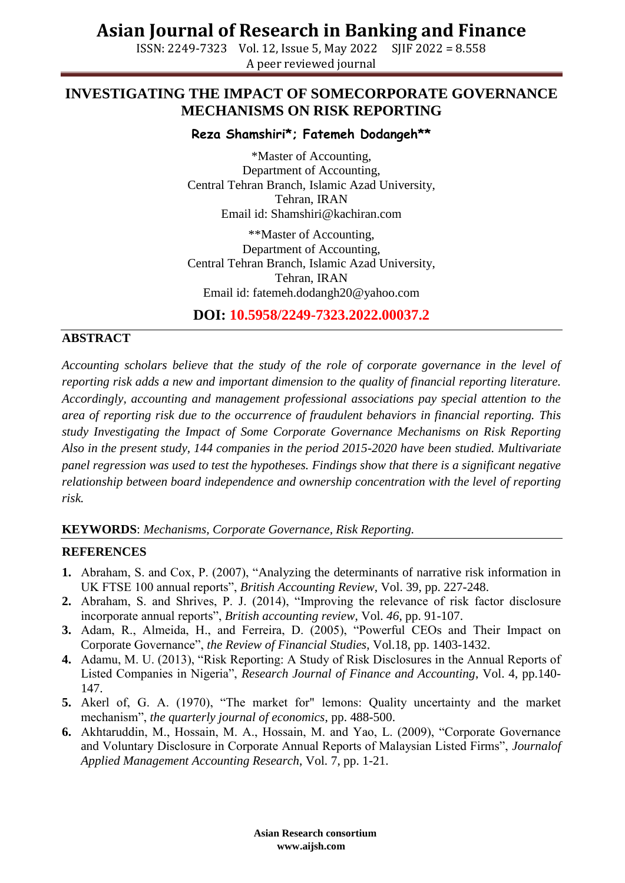# INVESTIGATING THE IMPACT OF SOMECORPORATE GOVERNANCE MECHANISMS ON RISK REPORTING

**Reza Shamshiri*; Fatemeh Dodangeh****

*Master of Accounting,
Department of Accounting,
Central Tehran Branch, Islamic Azad University,
Tehran, IRAN
Email id: Shamshiri@kachiran.com

**Master of Accounting,
Department of Accounting,
Central Tehran Branch, Islamic Azad University,
Tehran, IRAN
Email id: fatemeh.dodangh20@yahoo.com

**DOI: 10.5958/2249-7323.2022.00037.2**

## ABSTRACT

*Accounting scholars believe that the study of the role of corporate governance in the level of reporting risk adds a new and important dimension to the quality of financial reporting literature. Accordingly, accounting and management professional associations pay special attention to the area of reporting risk due to the occurrence of fraudulent behaviors in financial reporting. This study Investigating the Impact of Some Corporate Governance Mechanisms on Risk Reporting Also in the present study, 144 companies in the period 2015-2020 have been studied. Multivariate panel regression was used to test the hypotheses. Findings show that there is a significant negative relationship between board independence and ownership concentration with the level of reporting risk.*

**KEYWORDS**: *Mechanisms, Corporate Governance, Risk Reporting.*

## REFERENCES

1. Abraham, S. and Cox, P. (2007), "Analyzing the determinants of narrative risk information in UK FTSE 100 annual reports", *British Accounting Review*, Vol. 39, pp. 227-248.
2. Abraham, S. and Shrives, P. J. (2014), "Improving the relevance of risk factor disclosure incorporate annual reports", *British accounting review*, Vol. *46*, pp. 91-107.
3. Adam, R., Almeida, H., and Ferreira, D. (2005), "Powerful CEOs and Their Impact on Corporate Governance", *the Review of Financial Studies*, Vol.18, pp. 1403-1432.
4. Adamu, M. U. (2013), "Risk Reporting: A Study of Risk Disclosures in the Annual Reports of Listed Companies in Nigeria", *Research Journal of Finance and Accounting*, Vol. 4, pp.140-147.
5. Akerl of, G. A. (1970), "The market for" lemons: Quality uncertainty and the market mechanism", *the quarterly journal of economics*, pp. 488-500.
6. Akhtaruddin, M., Hossain, M. A., Hossain, M. and Yao, L. (2009), "Corporate Governance and Voluntary Disclosure in Corporate Annual Reports of Malaysian Listed Firms", *Journalof Applied Management Accounting Research*, Vol. 7, pp. 1-21.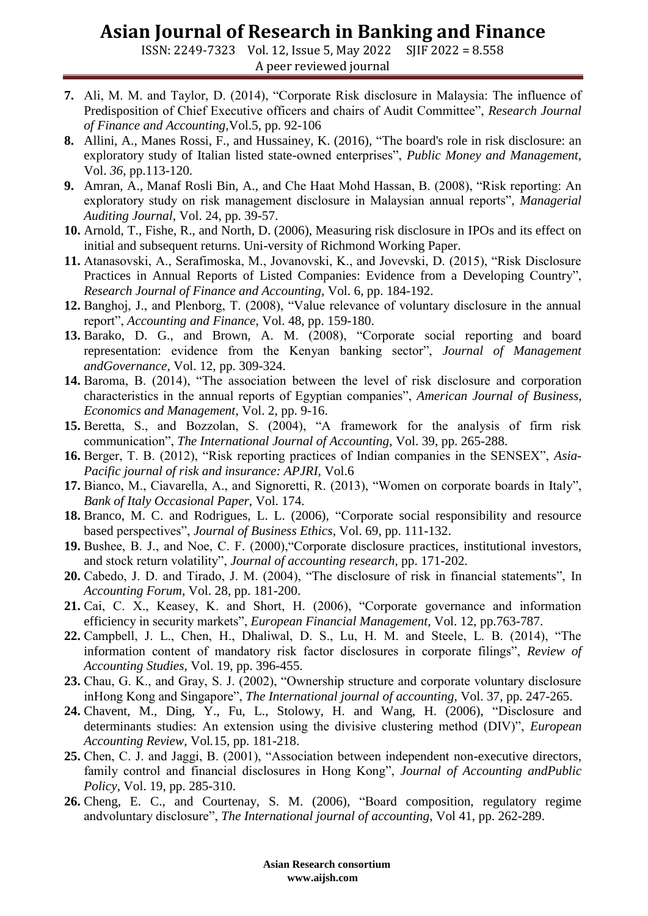7. Ali, M. M. and Taylor, D. (2014), "Corporate Risk disclosure in Malaysia: The influence of Predisposition of Chief Executive officers and chairs of Audit Committee", *Research Journal of Finance and Accounting*,Vol.5, pp. 92-106
8. Allini, A., Manes Rossi, F., and Hussainey, K. (2016), "The board's role in risk disclosure: an exploratory study of Italian listed state-owned enterprises", *Public Money and Management*, Vol. *36*, pp.113-120.
9. Amran, A., Manaf Rosli Bin, A., and Che Haat Mohd Hassan, B. (2008), "Risk reporting: An exploratory study on risk management disclosure in Malaysian annual reports", *Managerial Auditing Journal*, Vol. 24, pp. 39-57.
10. Arnold, T., Fishe, R., and North, D. (2006), Measuring risk disclosure in IPOs and its effect on initial and subsequent returns. Uni-versity of Richmond Working Paper.
11. Atanasovski, A., Serafimoska, M., Jovanovski, K., and Jovevski, D. (2015), "Risk Disclosure Practices in Annual Reports of Listed Companies: Evidence from a Developing Country", *Research Journal of Finance and Accounting*, Vol. 6, pp. 184-192.
12. Banghoj, J., and Plenborg, T. (2008), "Value relevance of voluntary disclosure in the annual report", *Accounting and Finance*, Vol. 48, pp. 159-180.
13. Barako, D. G., and Brown, A. M. (2008), "Corporate social reporting and board representation: evidence from the Kenyan banking sector", *Journal of Management andGovernance*, Vol. 12, pp. 309-324.
14. Baroma, B. (2014), "The association between the level of risk disclosure and corporation characteristics in the annual reports of Egyptian companies", *American Journal of Business, Economics and Management*, Vol. 2, pp. 9-16.
15. Beretta, S., and Bozzolan, S. (2004), "A framework for the analysis of firm risk communication", *The International Journal of Accounting*, Vol. 39, pp. 265-288.
16. Berger, T. B. (2012), "Risk reporting practices of Indian companies in the SENSEX", *Asia-Pacific journal of risk and insurance: APJRI*, Vol.6
17. Bianco, M., Ciavarella, A., and Signoretti, R. (2013), "Women on corporate boards in Italy", *Bank of Italy Occasional Paper*, Vol. 174.
18. Branco, M. C. and Rodrigues, L. L. (2006), "Corporate social responsibility and resource based perspectives", *Journal of Business Ethics*, Vol. 69, pp. 111-132.
19. Bushee, B. J., and Noe, C. F. (2000),"Corporate disclosure practices, institutional investors, and stock return volatility", *Journal of accounting research*, pp. 171-202.
20. Cabedo, J. D. and Tirado, J. M. (2004), "The disclosure of risk in financial statements", In *Accounting Forum*, Vol. 28, pp. 181-200.
21. Cai, C. X., Keasey, K. and Short, H. (2006), "Corporate governance and information efficiency in security markets", *European Financial Management*, Vol. 12, pp.763-787.
22. Campbell, J. L., Chen, H., Dhaliwal, D. S., Lu, H. M. and Steele, L. B. (2014), "The information content of mandatory risk factor disclosures in corporate filings", *Review of Accounting Studies*, Vol. 19, pp. 396-455.
23. Chau, G. K., and Gray, S. J. (2002), "Ownership structure and corporate voluntary disclosure inHong Kong and Singapore", *The International journal of accounting*, Vol. 37, pp. 247-265.
24. Chavent, M., Ding, Y., Fu, L., Stolowy, H. and Wang, H. (2006), "Disclosure and determinants studies: An extension using the divisive clustering method (DIV)", *European Accounting Review*, Vol.15, pp. 181-218.
25. Chen, C. J. and Jaggi, B. (2001), "Association between independent non-executive directors, family control and financial disclosures in Hong Kong", *Journal of Accounting andPublic Policy*, Vol. 19, pp. 285-310.
26. Cheng, E. C., and Courtenay, S. M. (2006), "Board composition, regulatory regime andvoluntary disclosure", *The International journal of accounting*, Vol 41, pp. 262-289.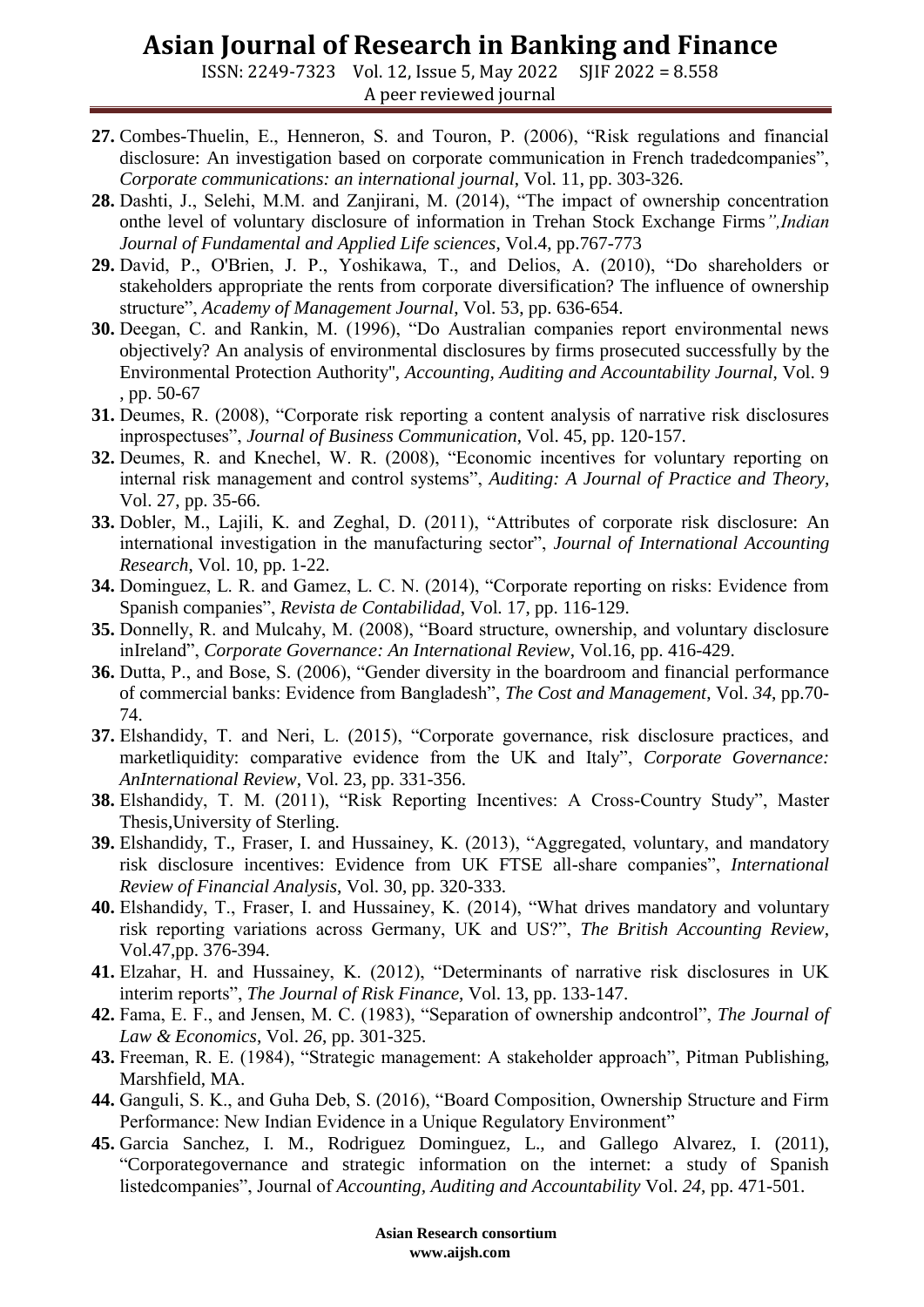27. Combes-Thuelin, E., Henneron, S. and Touron, P. (2006), "Risk regulations and financial disclosure: An investigation based on corporate communication in French tradedcompanies", *Corporate communications: an international journal*, Vol. 11, pp. 303-326.
28. Dashti, J., Selehi, M.M. and Zanjirani, M. (2014), "The impact of ownership concentration onthe level of voluntary disclosure of information in Trehan Stock Exchange Firms*",Indian Journal of Fundamental and Applied Life sciences*, Vol.4, pp.767-773
29. David, P., O'Brien, J. P., Yoshikawa, T., and Delios, A. (2010), "Do shareholders or stakeholders appropriate the rents from corporate diversification? The influence of ownership structure", *Academy of Management Journal*, Vol. 53, pp. 636-654.
30. Deegan, C. and Rankin, M. (1996), "Do Australian companies report environmental news objectively? An analysis of environmental disclosures by firms prosecuted successfully by the Environmental Protection Authority", *Accounting, Auditing and Accountability Journal*, Vol. 9 , pp. 50-67
31. Deumes, R. (2008), "Corporate risk reporting a content analysis of narrative risk disclosures inprospectuses", *Journal of Business Communication*, Vol. 45, pp. 120-157.
32. Deumes, R. and Knechel, W. R. (2008), "Economic incentives for voluntary reporting on internal risk management and control systems", *Auditing: A Journal of Practice and Theory*, Vol. 27, pp. 35-66.
33. Dobler, M., Lajili, K. and Zeghal, D. (2011), "Attributes of corporate risk disclosure: An international investigation in the manufacturing sector", *Journal of International Accounting Research*, Vol. 10, pp. 1-22.
34. Dominguez, L. R. and Gamez, L. C. N. (2014), "Corporate reporting on risks: Evidence from Spanish companies", *Revista de Contabilidad*, Vol. 17, pp. 116-129.
35. Donnelly, R. and Mulcahy, M. (2008), "Board structure, ownership, and voluntary disclosure inIreland", *Corporate Governance: An International Review*, Vol.16, pp. 416-429.
36. Dutta, P., and Bose, S. (2006), "Gender diversity in the boardroom and financial performance of commercial banks: Evidence from Bangladesh", *The Cost and Management*, Vol. *34*, pp.70-74.
37. Elshandidy, T. and Neri, L. (2015), "Corporate governance, risk disclosure practices, and marketliquidity: comparative evidence from the UK and Italy", *Corporate Governance: AnInternational Review*, Vol. 23, pp. 331-356.
38. Elshandidy, T. M. (2011), "Risk Reporting Incentives: A Cross-Country Study", Master Thesis,University of Sterling.
39. Elshandidy, T., Fraser, I. and Hussainey, K. (2013), "Aggregated, voluntary, and mandatory risk disclosure incentives: Evidence from UK FTSE all-share companies", *International Review of Financial Analysis*, Vol. 30, pp. 320-333.
40. Elshandidy, T., Fraser, I. and Hussainey, K. (2014), "What drives mandatory and voluntary risk reporting variations across Germany, UK and US?", *The British Accounting Review*, Vol.47,pp. 376-394.
41. Elzahar, H. and Hussainey, K. (2012), "Determinants of narrative risk disclosures in UK interim reports", *The Journal of Risk Finance*, Vol. 13, pp. 133-147.
42. Fama, E. F., and Jensen, M. C. (1983), "Separation of ownership andcontrol", *The Journal of Law & Economics*, Vol. *26*, pp. 301-325.
43. Freeman, R. E. (1984), "Strategic management: A stakeholder approach", Pitman Publishing, Marshfield, MA.
44. Ganguli, S. K., and Guha Deb, S. (2016), "Board Composition, Ownership Structure and Firm Performance: New Indian Evidence in a Unique Regulatory Environment"
45. Garcia Sanchez, I. M., Rodriguez Dominguez, L., and Gallego Alvarez, I. (2011), "Corporategovernance and strategic information on the internet: a study of Spanish listedcompanies", Journal of *Accounting, Auditing and Accountability* Vol. *24*, pp. 471-501.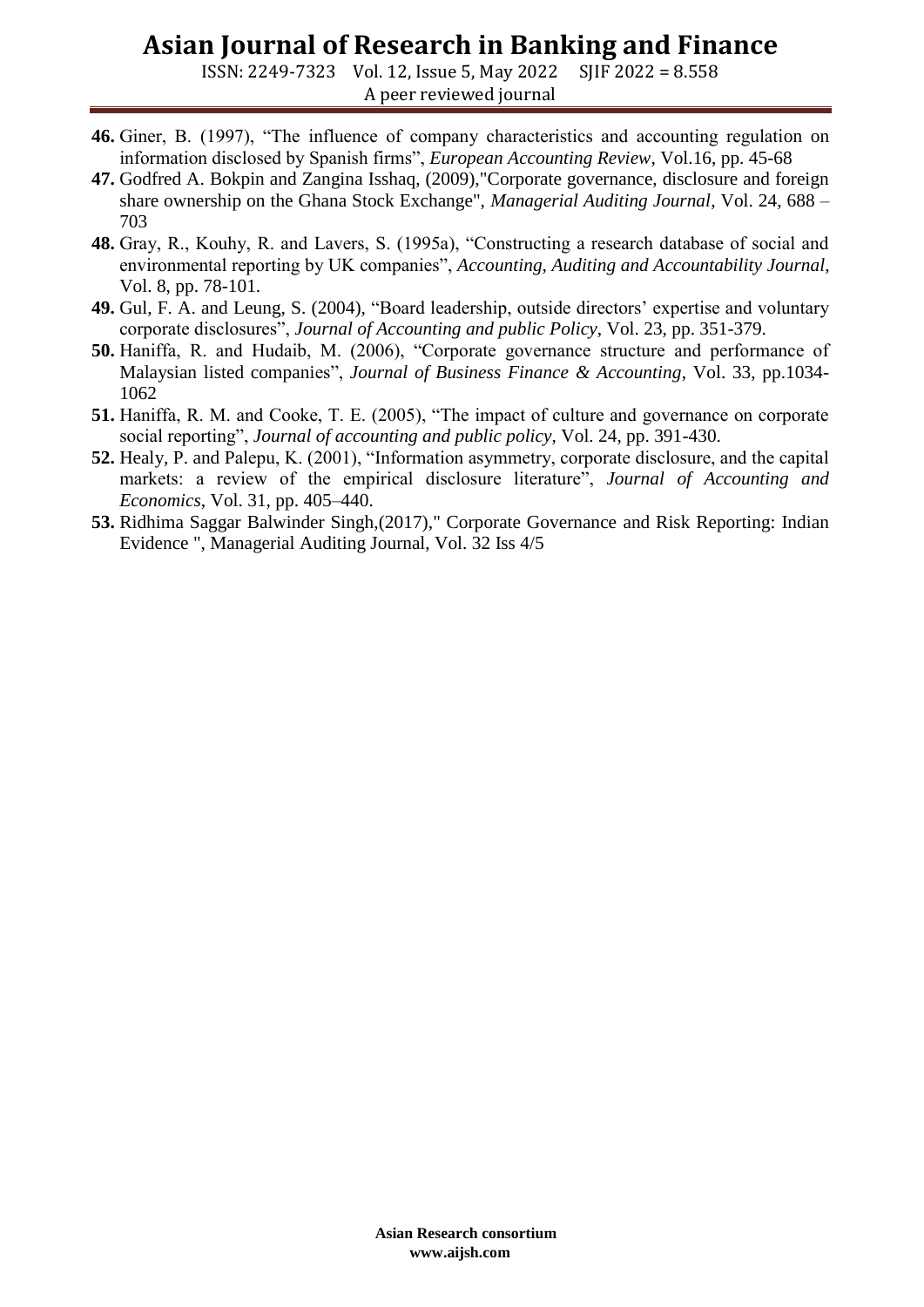46. Giner, B. (1997), "The influence of company characteristics and accounting regulation on information disclosed by Spanish firms", *European Accounting Review*, Vol.16, pp. 45-68
47. Godfred A. Bokpin and Zangina Isshaq, (2009),"Corporate governance, disclosure and foreign share ownership on the Ghana Stock Exchange", *Managerial Auditing Journal*, Vol. 24, 688 – 703
48. Gray, R., Kouhy, R. and Lavers, S. (1995a), "Constructing a research database of social and environmental reporting by UK companies", *Accounting, Auditing and Accountability Journal*, Vol. 8, pp. 78-101.
49. Gul, F. A. and Leung, S. (2004), "Board leadership, outside directors' expertise and voluntary corporate disclosures", *Journal of Accounting and public Policy*, Vol. 23, pp. 351-379.
50. Haniffa, R. and Hudaib, M. (2006), "Corporate governance structure and performance of Malaysian listed companies", *Journal of Business Finance & Accounting*, Vol. 33, pp.1034-1062
51. Haniffa, R. M. and Cooke, T. E. (2005), "The impact of culture and governance on corporate social reporting", *Journal of accounting and public policy*, Vol. 24, pp. 391-430.
52. Healy, P. and Palepu, K. (2001), "Information asymmetry, corporate disclosure, and the capital markets: a review of the empirical disclosure literature", *Journal of Accounting and Economics*, Vol. 31, pp. 405–440.
53. Ridhima Saggar Balwinder Singh,(2017)," Corporate Governance and Risk Reporting: Indian Evidence ", Managerial Auditing Journal, Vol. 32 Iss 4/5